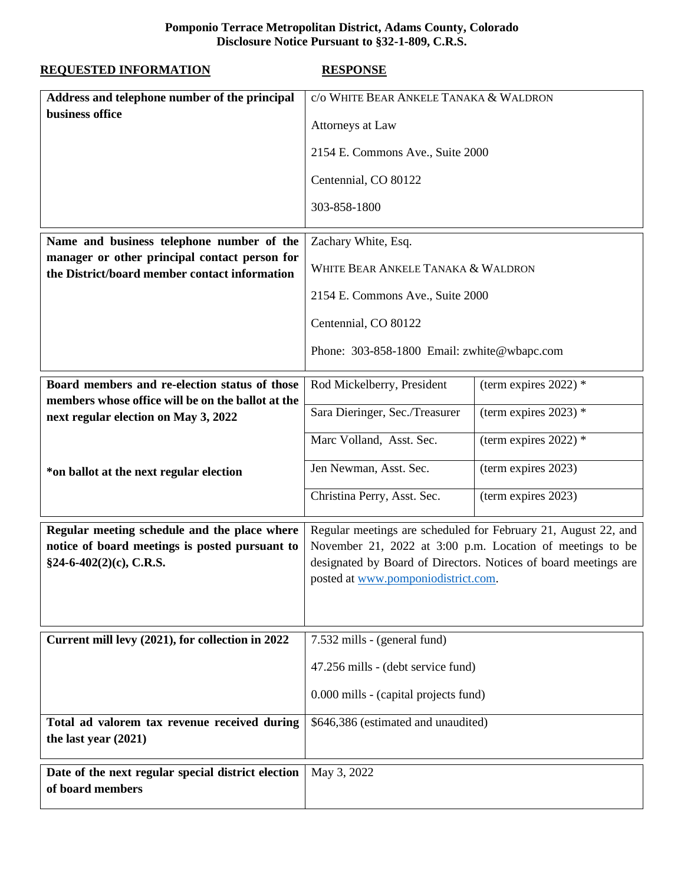**Pomponio Terrace Metropolitan District, Adams County, Colorado**
**Disclosure Notice Pursuant to §32-1-809, C.R.S.**

| **REQUESTED INFORMATION** | **RESPONSE** | |
|---|---|---|
| **Address and telephone number of the principal business office** | c/o WHITE BEAR ANKELE TANAKA & WALDRON<br>Attorneys at Law<br>2154 E. Commons Ave., Suite 2000<br>Centennial, CO 80122<br>303-858-1800 | |
| **Name and business telephone number of the manager or other principal contact person for the District/board member contact information** | Zachary White, Esq.<br>WHITE BEAR ANKELE TANAKA & WALDRON<br>2154 E. Commons Ave., Suite 2000<br>Centennial, CO 80122<br>Phone: 303-858-1800 Email: zwhite@wbapc.com | |
| **Board members and re-election status of those members whose office will be on the ballot at the next regular election on May 3, 2022** | Rod Mickelberry, President | (term expires 2022) * |
| | Sara Dieringer, Sec./Treasurer | (term expires 2023) * |
| | Marc Volland, Asst. Sec. | (term expires 2022) * |
| **\*on ballot at the next regular election** | Jen Newman, Asst. Sec. | (term expires 2023) |
| | Christina Perry, Asst. Sec. | (term expires 2023) |
| **Regular meeting schedule and the place where notice of board meetings is posted pursuant to §24-6-402(2)(c), C.R.S.** | Regular meetings are scheduled for February 21, August 22, and November 21, 2022 at 3:00 p.m. Location of meetings to be designated by Board of Directors. Notices of board meetings are posted at www.pomponiodistrict.com. | |
| **Current mill levy (2021), for collection in 2022** | 7.532 mills - (general fund)<br>47.256 mills - (debt service fund)<br>0.000 mills - (capital projects fund) | |
| **Total ad valorem tax revenue received during the last year (2021)** | $646,386 (estimated and unaudited) | |
| **Date of the next regular special district election of board members** | May 3, 2022 | |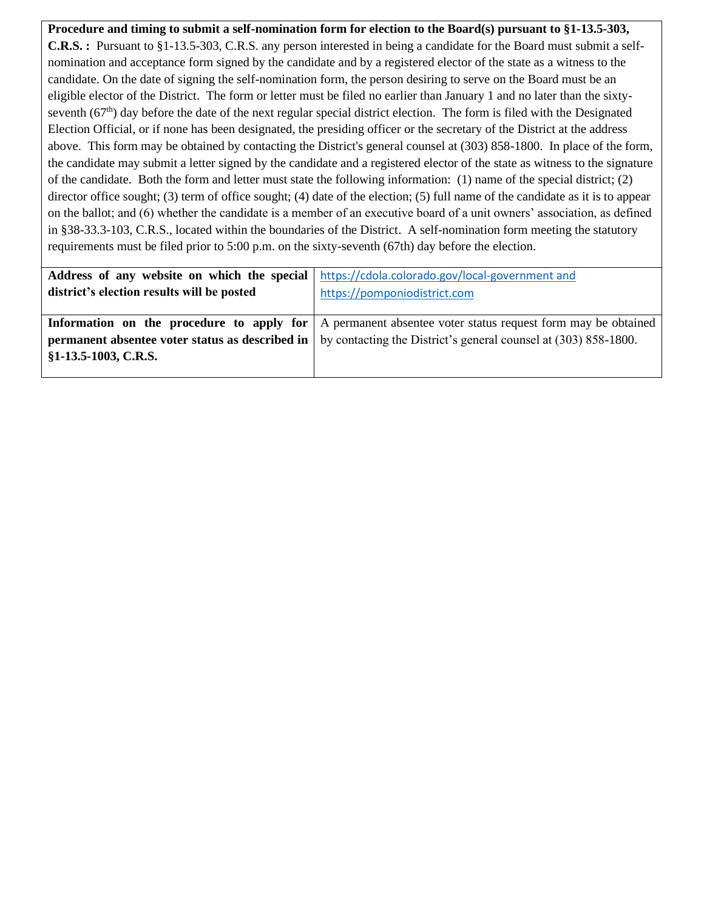| | |
|---|---|
| **Procedure and timing to submit a self-nomination form for election to the Board(s) pursuant to §1-13.5-303, C.R.S. :** Pursuant to §1-13.5-303, C.R.S. any person interested in being a candidate for the Board must submit a self-nomination and acceptance form signed by the candidate and by a registered elector of the state as a witness to the candidate. On the date of signing the self-nomination form, the person desiring to serve on the Board must be an eligible elector of the District. The form or letter must be filed no earlier than January 1 and no later than the sixty-seventh (67th) day before the date of the next regular special district election. The form is filed with the Designated Election Official, or if none has been designated, the presiding officer or the secretary of the District at the address above. This form may be obtained by contacting the District's general counsel at (303) 858-1800. In place of the form, the candidate may submit a letter signed by the candidate and a registered elector of the state as witness to the signature of the candidate. Both the form and letter must state the following information: (1) name of the special district; (2) director office sought; (3) term of office sought; (4) date of the election; (5) full name of the candidate as it is to appear on the ballot; and (6) whether the candidate is a member of an executive board of a unit owners' association, as defined in §38-33.3-103, C.R.S., located within the boundaries of the District. A self-nomination form meeting the statutory requirements must be filed prior to 5:00 p.m. on the sixty-seventh (67th) day before the election. | |
| **Address of any website on which the special district's election results will be posted** | https://cdola.colorado.gov/local-government and https://pomponiodistrict.com |
| **Information on the procedure to apply for permanent absentee voter status as described in §1-13.5-1003, C.R.S.** | A permanent absentee voter status request form may be obtained by contacting the District's general counsel at (303) 858-1800. |